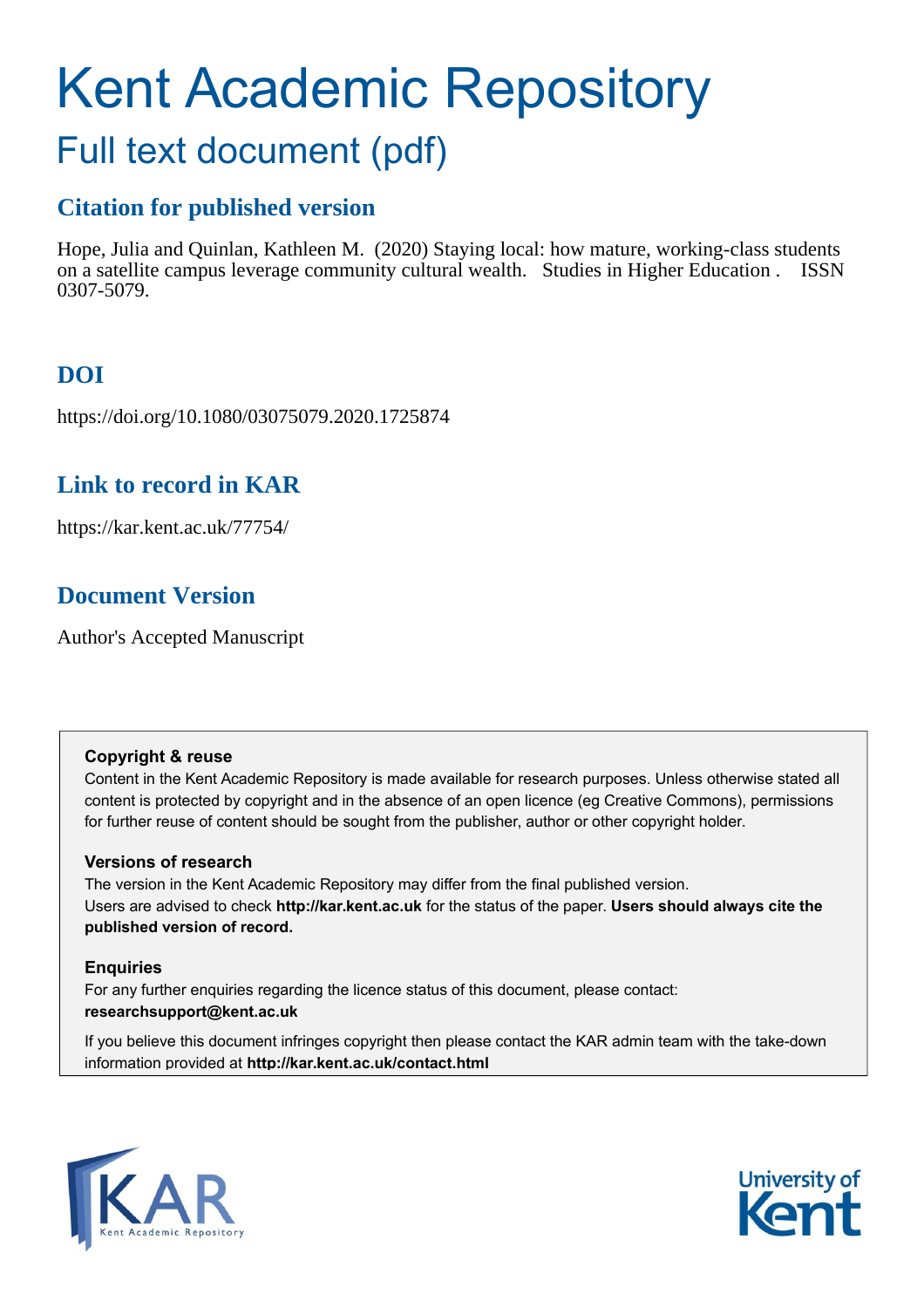# Kent Academic Repository

## Full text document (pdf)

## Citation for published version

Hope, Julia and Quinlan, Kathleen M. (2020) Staying local: how mature, working-class students on a satellite campus leverage community cultural wealth. Studies in Higher Education . ISSN 0307-5079.

## DOI

https://doi.org/10.1080/03075079.2020.1725874

## Link to record in KAR

https://kar.kent.ac.uk/77754/

## Document Version

Author's Accepted Manuscript

**Copyright & reuse**

Content in the Kent Academic Repository is made available for research purposes. Unless otherwise stated all content is protected by copyright and in the absence of an open licence (eg Creative Commons), permissions for further reuse of content should be sought from the publisher, author or other copyright holder.

**Versions of research**

The version in the Kent Academic Repository may differ from the final published version. Users are advised to check **http://kar.kent.ac.uk** for the status of the paper. **Users should always cite the published version of record.**

**Enquiries**

For any further enquiries regarding the licence status of this document, please contact: **researchsupport@kent.ac.uk**

If you believe this document infringes copyright then please contact the KAR admin team with the take-down information provided at **http://kar.kent.ac.uk/contact.html**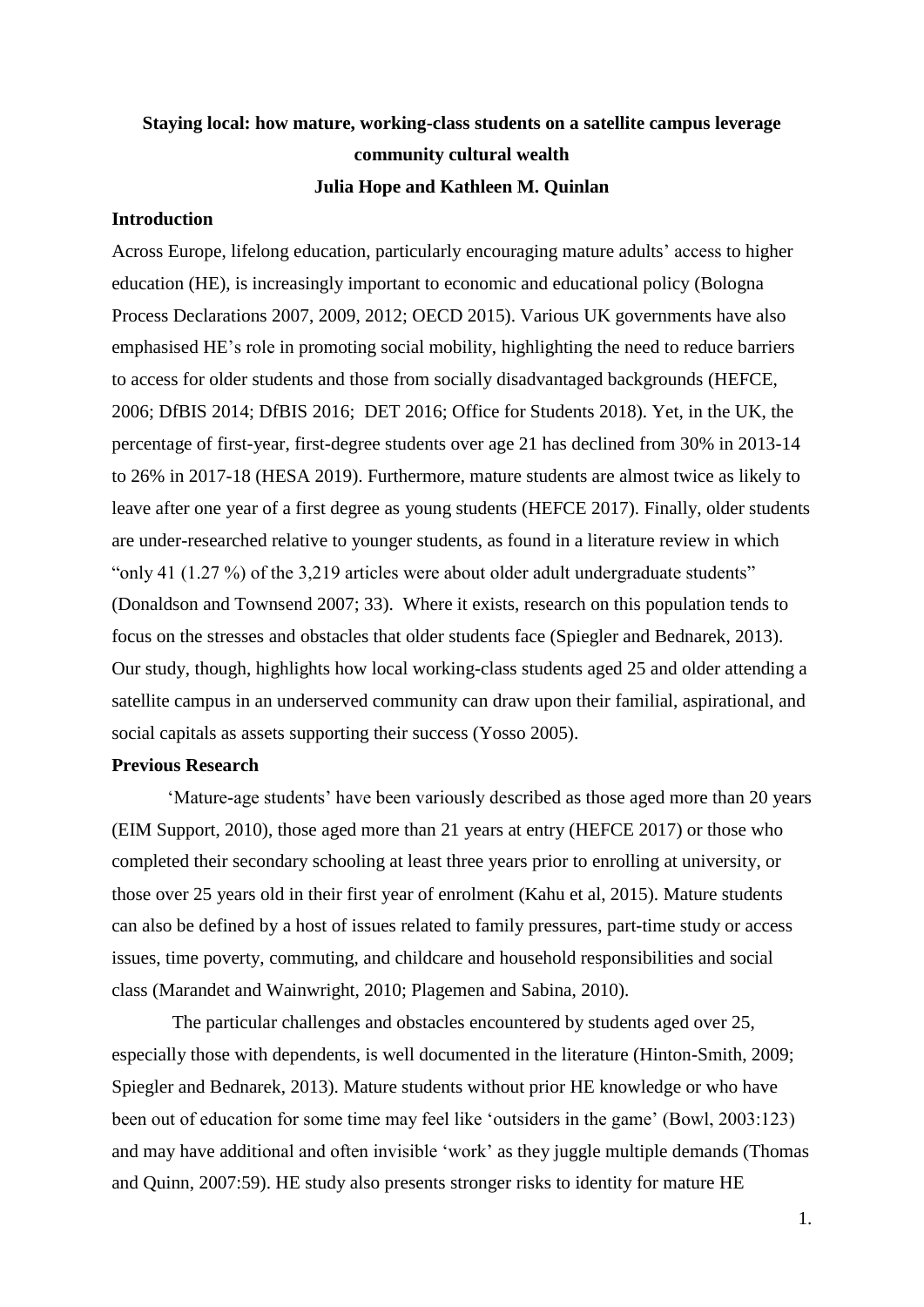**Staying local: how mature, working-class students on a satellite campus leverage community cultural wealth**

**Julia Hope and Kathleen M. Quinlan**

## Introduction

Across Europe, lifelong education, particularly encouraging mature adults' access to higher education (HE), is increasingly important to economic and educational policy (Bologna Process Declarations 2007, 2009, 2012; OECD 2015). Various UK governments have also emphasised HE's role in promoting social mobility, highlighting the need to reduce barriers to access for older students and those from socially disadvantaged backgrounds (HEFCE, 2006; DfBIS 2014; DfBIS 2016; DET 2016; Office for Students 2018). Yet, in the UK, the percentage of first-year, first-degree students over age 21 has declined from 30% in 2013-14 to 26% in 2017-18 (HESA 2019). Furthermore, mature students are almost twice as likely to leave after one year of a first degree as young students (HEFCE 2017). Finally, older students are under-researched relative to younger students, as found in a literature review in which "only 41 (1.27 %) of the 3,219 articles were about older adult undergraduate students" (Donaldson and Townsend 2007; 33). Where it exists, research on this population tends to focus on the stresses and obstacles that older students face (Spiegler and Bednarek, 2013). Our study, though, highlights how local working-class students aged 25 and older attending a satellite campus in an underserved community can draw upon their familial, aspirational, and social capitals as assets supporting their success (Yosso 2005).

## Previous Research

'Mature-age students' have been variously described as those aged more than 20 years (EIM Support, 2010), those aged more than 21 years at entry (HEFCE 2017) or those who completed their secondary schooling at least three years prior to enrolling at university, or those over 25 years old in their first year of enrolment (Kahu et al, 2015). Mature students can also be defined by a host of issues related to family pressures, part-time study or access issues, time poverty, commuting, and childcare and household responsibilities and social class (Marandet and Wainwright, 2010; Plagemen and Sabina, 2010).

The particular challenges and obstacles encountered by students aged over 25, especially those with dependents, is well documented in the literature (Hinton-Smith, 2009; Spiegler and Bednarek, 2013). Mature students without prior HE knowledge or who have been out of education for some time may feel like 'outsiders in the game' (Bowl, 2003:123) and may have additional and often invisible 'work' as they juggle multiple demands (Thomas and Quinn, 2007:59). HE study also presents stronger risks to identity for mature HE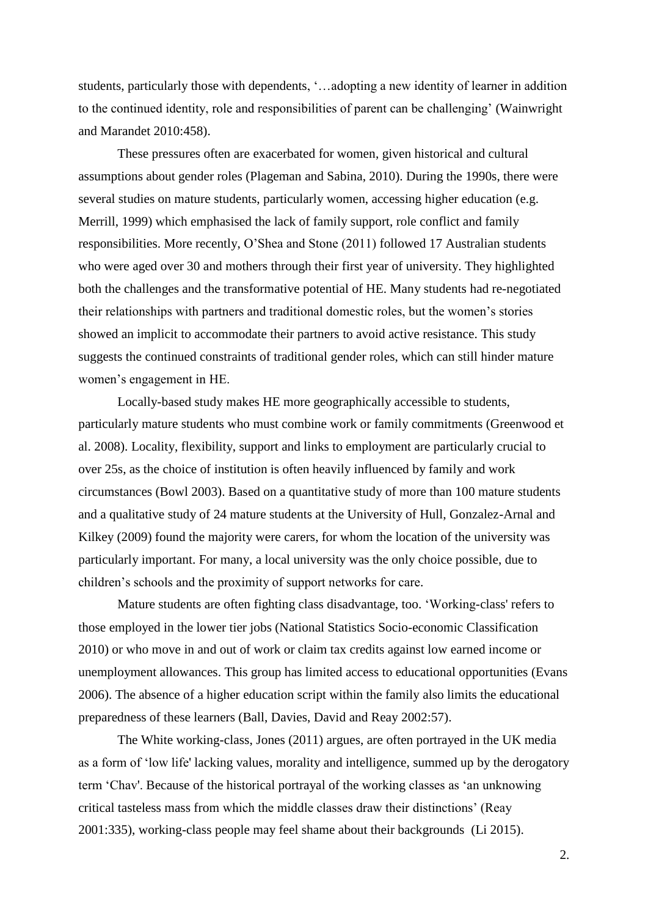students, particularly those with dependents, '…adopting a new identity of learner in addition to the continued identity, role and responsibilities of parent can be challenging' (Wainwright and Marandet 2010:458).

These pressures often are exacerbated for women, given historical and cultural assumptions about gender roles (Plageman and Sabina, 2010). During the 1990s, there were several studies on mature students, particularly women, accessing higher education (e.g. Merrill, 1999) which emphasised the lack of family support, role conflict and family responsibilities. More recently, O'Shea and Stone (2011) followed 17 Australian students who were aged over 30 and mothers through their first year of university. They highlighted both the challenges and the transformative potential of HE. Many students had re-negotiated their relationships with partners and traditional domestic roles, but the women's stories showed an implicit to accommodate their partners to avoid active resistance. This study suggests the continued constraints of traditional gender roles, which can still hinder mature women's engagement in HE.

Locally-based study makes HE more geographically accessible to students, particularly mature students who must combine work or family commitments (Greenwood et al. 2008). Locality, flexibility, support and links to employment are particularly crucial to over 25s, as the choice of institution is often heavily influenced by family and work circumstances (Bowl 2003). Based on a quantitative study of more than 100 mature students and a qualitative study of 24 mature students at the University of Hull, Gonzalez-Arnal and Kilkey (2009) found the majority were carers, for whom the location of the university was particularly important. For many, a local university was the only choice possible, due to children's schools and the proximity of support networks for care.

Mature students are often fighting class disadvantage, too. 'Working-class' refers to those employed in the lower tier jobs (National Statistics Socio-economic Classification 2010) or who move in and out of work or claim tax credits against low earned income or unemployment allowances. This group has limited access to educational opportunities (Evans 2006). The absence of a higher education script within the family also limits the educational preparedness of these learners (Ball, Davies, David and Reay 2002:57).

The White working-class, Jones (2011) argues, are often portrayed in the UK media as a form of 'low life' lacking values, morality and intelligence, summed up by the derogatory term 'Chav'. Because of the historical portrayal of the working classes as 'an unknowing critical tasteless mass from which the middle classes draw their distinctions' (Reay 2001:335), working-class people may feel shame about their backgrounds (Li 2015).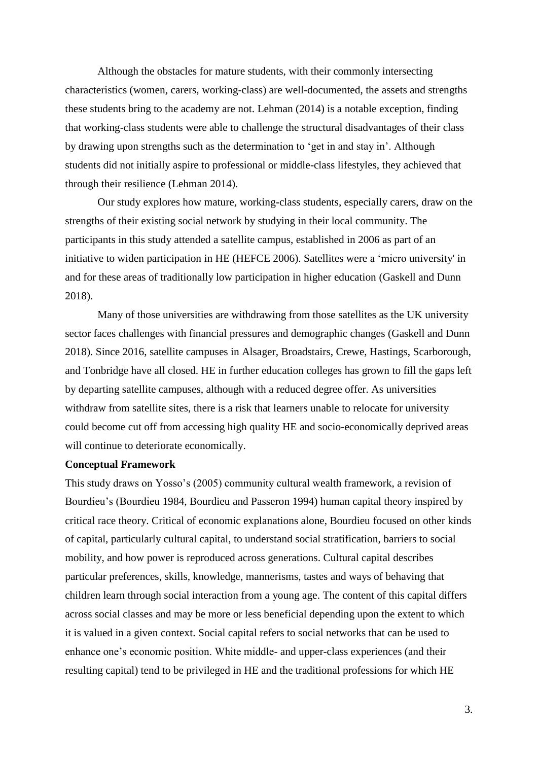Although the obstacles for mature students, with their commonly intersecting characteristics (women, carers, working-class) are well-documented, the assets and strengths these students bring to the academy are not. Lehman (2014) is a notable exception, finding that working-class students were able to challenge the structural disadvantages of their class by drawing upon strengths such as the determination to 'get in and stay in'. Although students did not initially aspire to professional or middle-class lifestyles, they achieved that through their resilience (Lehman 2014).

Our study explores how mature, working-class students, especially carers, draw on the strengths of their existing social network by studying in their local community. The participants in this study attended a satellite campus, established in 2006 as part of an initiative to widen participation in HE (HEFCE 2006). Satellites were a 'micro university' in and for these areas of traditionally low participation in higher education (Gaskell and Dunn 2018).

Many of those universities are withdrawing from those satellites as the UK university sector faces challenges with financial pressures and demographic changes (Gaskell and Dunn 2018). Since 2016, satellite campuses in Alsager, Broadstairs, Crewe, Hastings, Scarborough, and Tonbridge have all closed. HE in further education colleges has grown to fill the gaps left by departing satellite campuses, although with a reduced degree offer. As universities withdraw from satellite sites, there is a risk that learners unable to relocate for university could become cut off from accessing high quality HE and socio-economically deprived areas will continue to deteriorate economically.

**Conceptual Framework**

This study draws on Yosso's (2005) community cultural wealth framework, a revision of Bourdieu's (Bourdieu 1984, Bourdieu and Passeron 1994) human capital theory inspired by critical race theory. Critical of economic explanations alone, Bourdieu focused on other kinds of capital, particularly cultural capital, to understand social stratification, barriers to social mobility, and how power is reproduced across generations. Cultural capital describes particular preferences, skills, knowledge, mannerisms, tastes and ways of behaving that children learn through social interaction from a young age. The content of this capital differs across social classes and may be more or less beneficial depending upon the extent to which it is valued in a given context. Social capital refers to social networks that can be used to enhance one's economic position. White middle- and upper-class experiences (and their resulting capital) tend to be privileged in HE and the traditional professions for which HE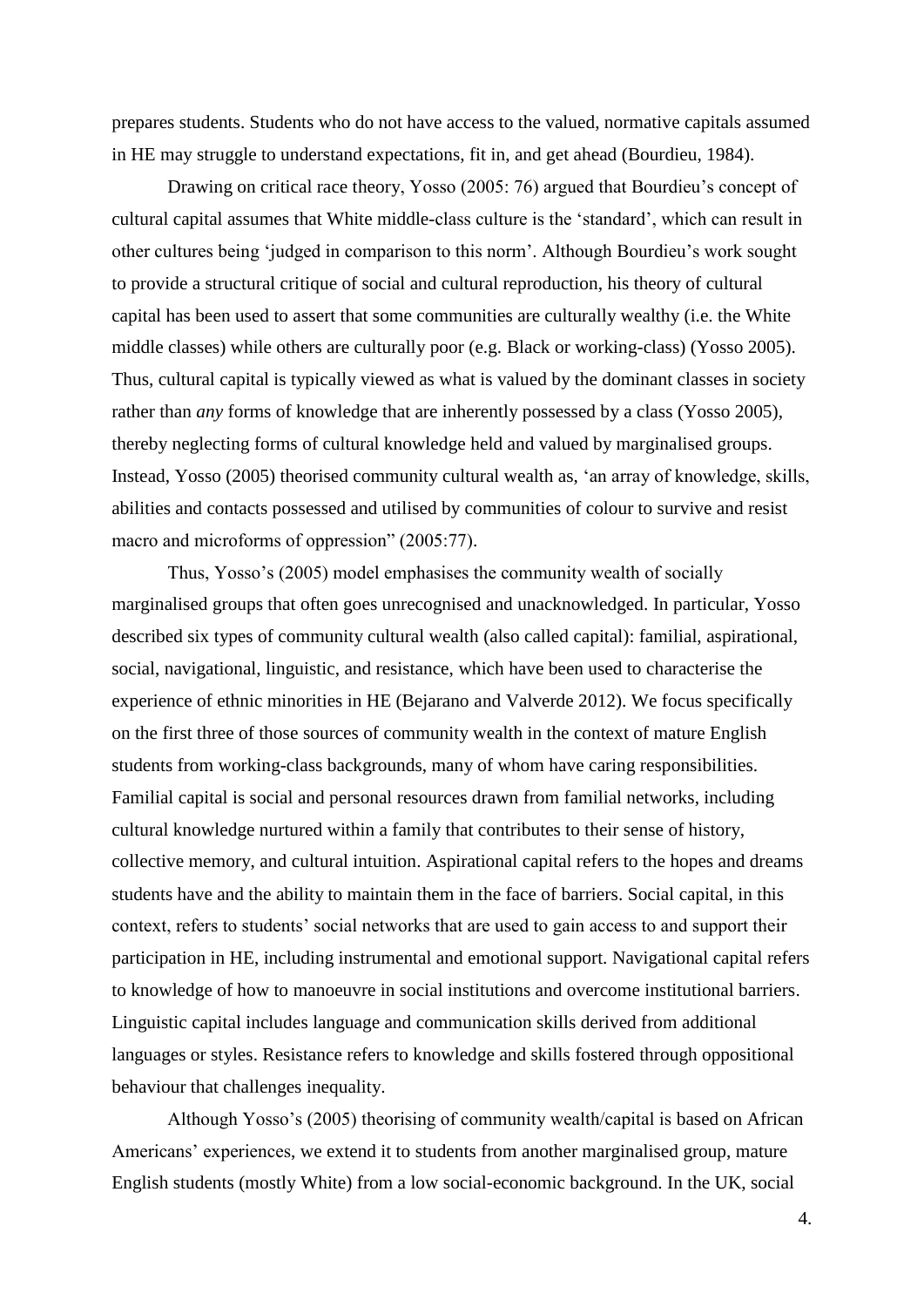prepares students. Students who do not have access to the valued, normative capitals assumed in HE may struggle to understand expectations, fit in, and get ahead (Bourdieu, 1984).

Drawing on critical race theory, Yosso (2005: 76) argued that Bourdieu's concept of cultural capital assumes that White middle-class culture is the 'standard', which can result in other cultures being 'judged in comparison to this norm'. Although Bourdieu's work sought to provide a structural critique of social and cultural reproduction, his theory of cultural capital has been used to assert that some communities are culturally wealthy (i.e. the White middle classes) while others are culturally poor (e.g. Black or working-class) (Yosso 2005). Thus, cultural capital is typically viewed as what is valued by the dominant classes in society rather than *any* forms of knowledge that are inherently possessed by a class (Yosso 2005), thereby neglecting forms of cultural knowledge held and valued by marginalised groups. Instead, Yosso (2005) theorised community cultural wealth as, 'an array of knowledge, skills, abilities and contacts possessed and utilised by communities of colour to survive and resist macro and microforms of oppression" (2005:77).

Thus, Yosso's (2005) model emphasises the community wealth of socially marginalised groups that often goes unrecognised and unacknowledged. In particular, Yosso described six types of community cultural wealth (also called capital): familial, aspirational, social, navigational, linguistic, and resistance, which have been used to characterise the experience of ethnic minorities in HE (Bejarano and Valverde 2012). We focus specifically on the first three of those sources of community wealth in the context of mature English students from working-class backgrounds, many of whom have caring responsibilities. Familial capital is social and personal resources drawn from familial networks, including cultural knowledge nurtured within a family that contributes to their sense of history, collective memory, and cultural intuition. Aspirational capital refers to the hopes and dreams students have and the ability to maintain them in the face of barriers. Social capital, in this context, refers to students' social networks that are used to gain access to and support their participation in HE, including instrumental and emotional support. Navigational capital refers to knowledge of how to manoeuvre in social institutions and overcome institutional barriers. Linguistic capital includes language and communication skills derived from additional languages or styles. Resistance refers to knowledge and skills fostered through oppositional behaviour that challenges inequality.

Although Yosso's (2005) theorising of community wealth/capital is based on African Americans' experiences, we extend it to students from another marginalised group, mature English students (mostly White) from a low social-economic background. In the UK, social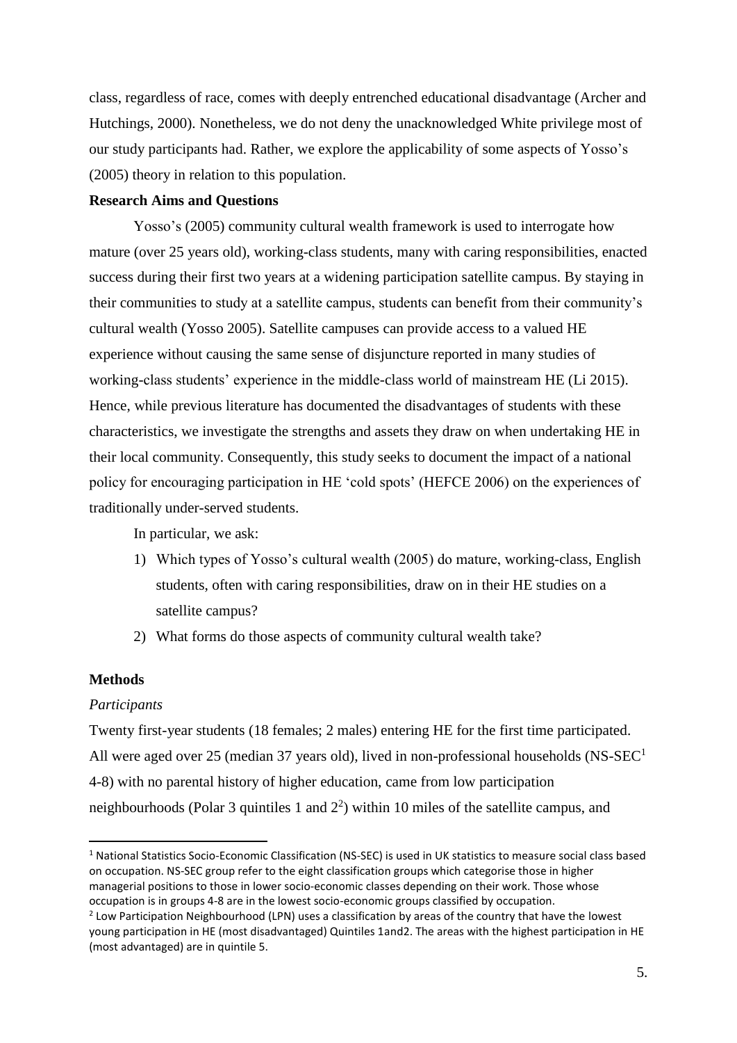class, regardless of race, comes with deeply entrenched educational disadvantage (Archer and Hutchings, 2000). Nonetheless, we do not deny the unacknowledged White privilege most of our study participants had. Rather, we explore the applicability of some aspects of Yosso's (2005) theory in relation to this population.

**Research Aims and Questions**

Yosso's (2005) community cultural wealth framework is used to interrogate how mature (over 25 years old), working-class students, many with caring responsibilities, enacted success during their first two years at a widening participation satellite campus. By staying in their communities to study at a satellite campus, students can benefit from their community's cultural wealth (Yosso 2005). Satellite campuses can provide access to a valued HE experience without causing the same sense of disjuncture reported in many studies of working-class students' experience in the middle-class world of mainstream HE (Li 2015). Hence, while previous literature has documented the disadvantages of students with these characteristics, we investigate the strengths and assets they draw on when undertaking HE in their local community. Consequently, this study seeks to document the impact of a national policy for encouraging participation in HE 'cold spots' (HEFCE 2006) on the experiences of traditionally under-served students.

In particular, we ask:

1) Which types of Yosso's cultural wealth (2005) do mature, working-class, English students, often with caring responsibilities, draw on in their HE studies on a satellite campus?
2) What forms do those aspects of community cultural wealth take?

**Methods**

*Participants*

Twenty first-year students (18 females; 2 males) entering HE for the first time participated. All were aged over 25 (median 37 years old), lived in non-professional households (NS-SEC[1] 4-8) with no parental history of higher education, came from low participation neighbourhoods (Polar 3 quintiles 1 and 2[2]) within 10 miles of the satellite campus, and

[1] National Statistics Socio-Economic Classification (NS-SEC) is used in UK statistics to measure social class based on occupation. NS-SEC group refer to the eight classification groups which categorise those in higher managerial positions to those in lower socio-economic classes depending on their work. Those whose occupation is in groups 4-8 are in the lowest socio-economic groups classified by occupation.

[2] Low Participation Neighbourhood (LPN) uses a classification by areas of the country that have the lowest young participation in HE (most disadvantaged) Quintiles 1and2. The areas with the highest participation in HE (most advantaged) are in quintile 5.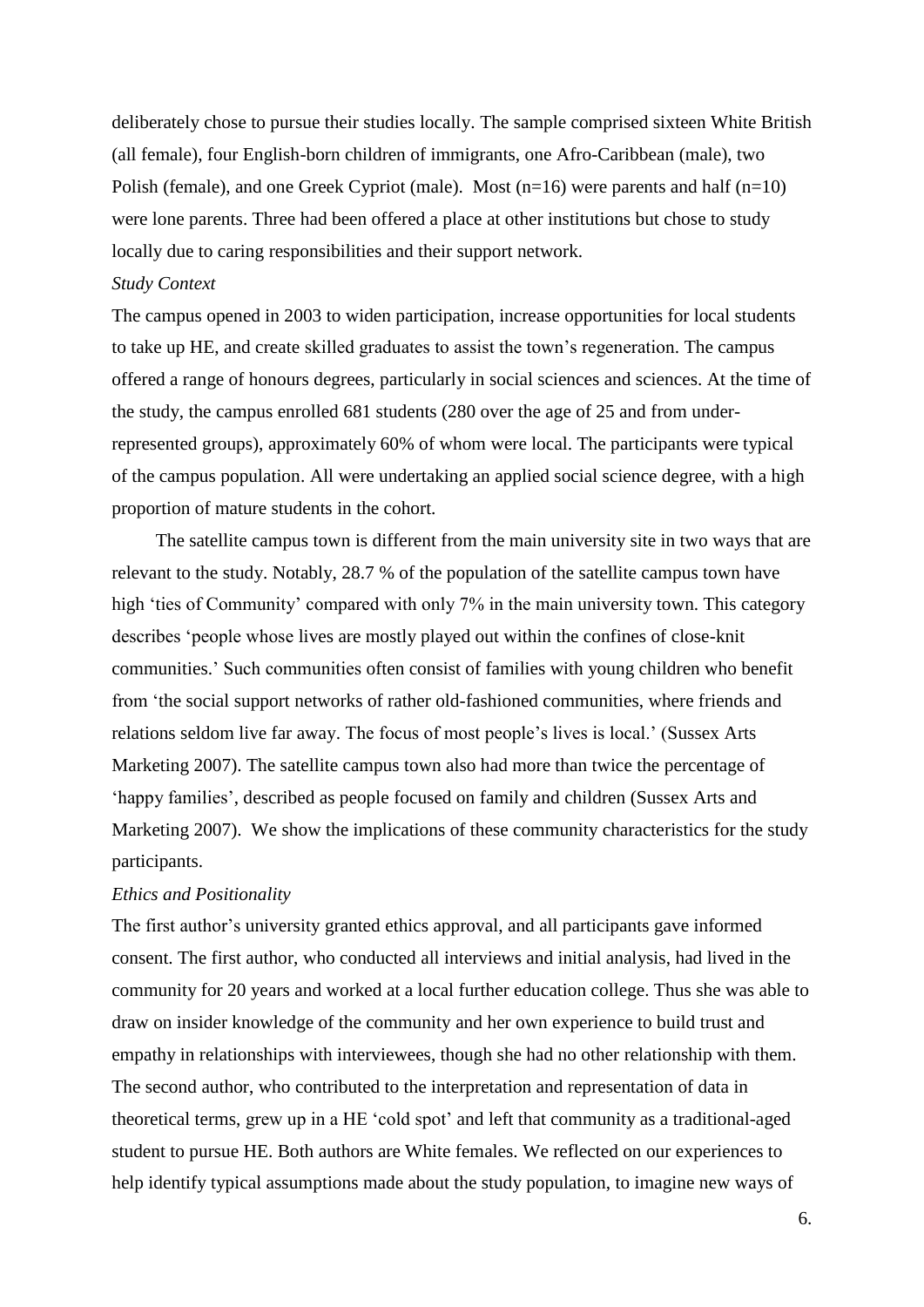deliberately chose to pursue their studies locally. The sample comprised sixteen White British (all female), four English-born children of immigrants, one Afro-Caribbean (male), two Polish (female), and one Greek Cypriot (male). Most (n=16) were parents and half (n=10) were lone parents. Three had been offered a place at other institutions but chose to study locally due to caring responsibilities and their support network.

*Study Context*

The campus opened in 2003 to widen participation, increase opportunities for local students to take up HE, and create skilled graduates to assist the town's regeneration. The campus offered a range of honours degrees, particularly in social sciences and sciences. At the time of the study, the campus enrolled 681 students (280 over the age of 25 and from under-represented groups), approximately 60% of whom were local. The participants were typical of the campus population. All were undertaking an applied social science degree, with a high proportion of mature students in the cohort.

The satellite campus town is different from the main university site in two ways that are relevant to the study. Notably, 28.7 % of the population of the satellite campus town have high 'ties of Community' compared with only 7% in the main university town. This category describes 'people whose lives are mostly played out within the confines of close-knit communities.' Such communities often consist of families with young children who benefit from 'the social support networks of rather old-fashioned communities, where friends and relations seldom live far away. The focus of most people's lives is local.' (Sussex Arts Marketing 2007). The satellite campus town also had more than twice the percentage of 'happy families', described as people focused on family and children (Sussex Arts and Marketing 2007). We show the implications of these community characteristics for the study participants.

*Ethics and Positionality*

The first author's university granted ethics approval, and all participants gave informed consent. The first author, who conducted all interviews and initial analysis, had lived in the community for 20 years and worked at a local further education college. Thus she was able to draw on insider knowledge of the community and her own experience to build trust and empathy in relationships with interviewees, though she had no other relationship with them. The second author, who contributed to the interpretation and representation of data in theoretical terms, grew up in a HE 'cold spot' and left that community as a traditional-aged student to pursue HE. Both authors are White females. We reflected on our experiences to help identify typical assumptions made about the study population, to imagine new ways of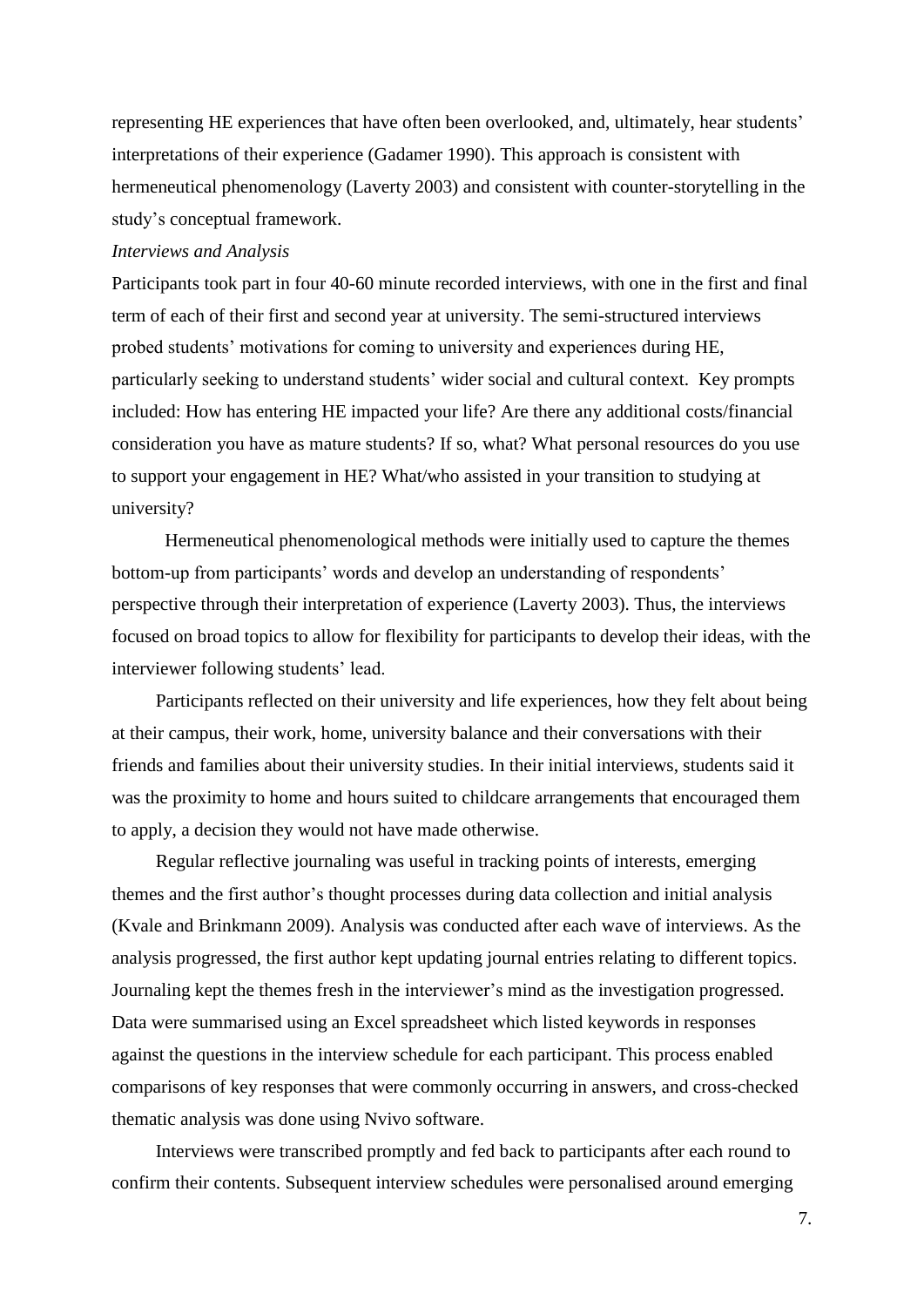representing HE experiences that have often been overlooked, and, ultimately, hear students' interpretations of their experience (Gadamer 1990). This approach is consistent with hermeneutical phenomenology (Laverty 2003) and consistent with counter-storytelling in the study's conceptual framework.

*Interviews and Analysis*

Participants took part in four 40-60 minute recorded interviews, with one in the first and final term of each of their first and second year at university. The semi-structured interviews probed students' motivations for coming to university and experiences during HE, particularly seeking to understand students' wider social and cultural context. Key prompts included: How has entering HE impacted your life? Are there any additional costs/financial consideration you have as mature students? If so, what? What personal resources do you use to support your engagement in HE? What/who assisted in your transition to studying at university?

Hermeneutical phenomenological methods were initially used to capture the themes bottom-up from participants' words and develop an understanding of respondents' perspective through their interpretation of experience (Laverty 2003). Thus, the interviews focused on broad topics to allow for flexibility for participants to develop their ideas, with the interviewer following students' lead.

Participants reflected on their university and life experiences, how they felt about being at their campus, their work, home, university balance and their conversations with their friends and families about their university studies. In their initial interviews, students said it was the proximity to home and hours suited to childcare arrangements that encouraged them to apply, a decision they would not have made otherwise.

Regular reflective journaling was useful in tracking points of interests, emerging themes and the first author's thought processes during data collection and initial analysis (Kvale and Brinkmann 2009). Analysis was conducted after each wave of interviews. As the analysis progressed, the first author kept updating journal entries relating to different topics. Journaling kept the themes fresh in the interviewer's mind as the investigation progressed. Data were summarised using an Excel spreadsheet which listed keywords in responses against the questions in the interview schedule for each participant. This process enabled comparisons of key responses that were commonly occurring in answers, and cross-checked thematic analysis was done using Nvivo software.

Interviews were transcribed promptly and fed back to participants after each round to confirm their contents. Subsequent interview schedules were personalised around emerging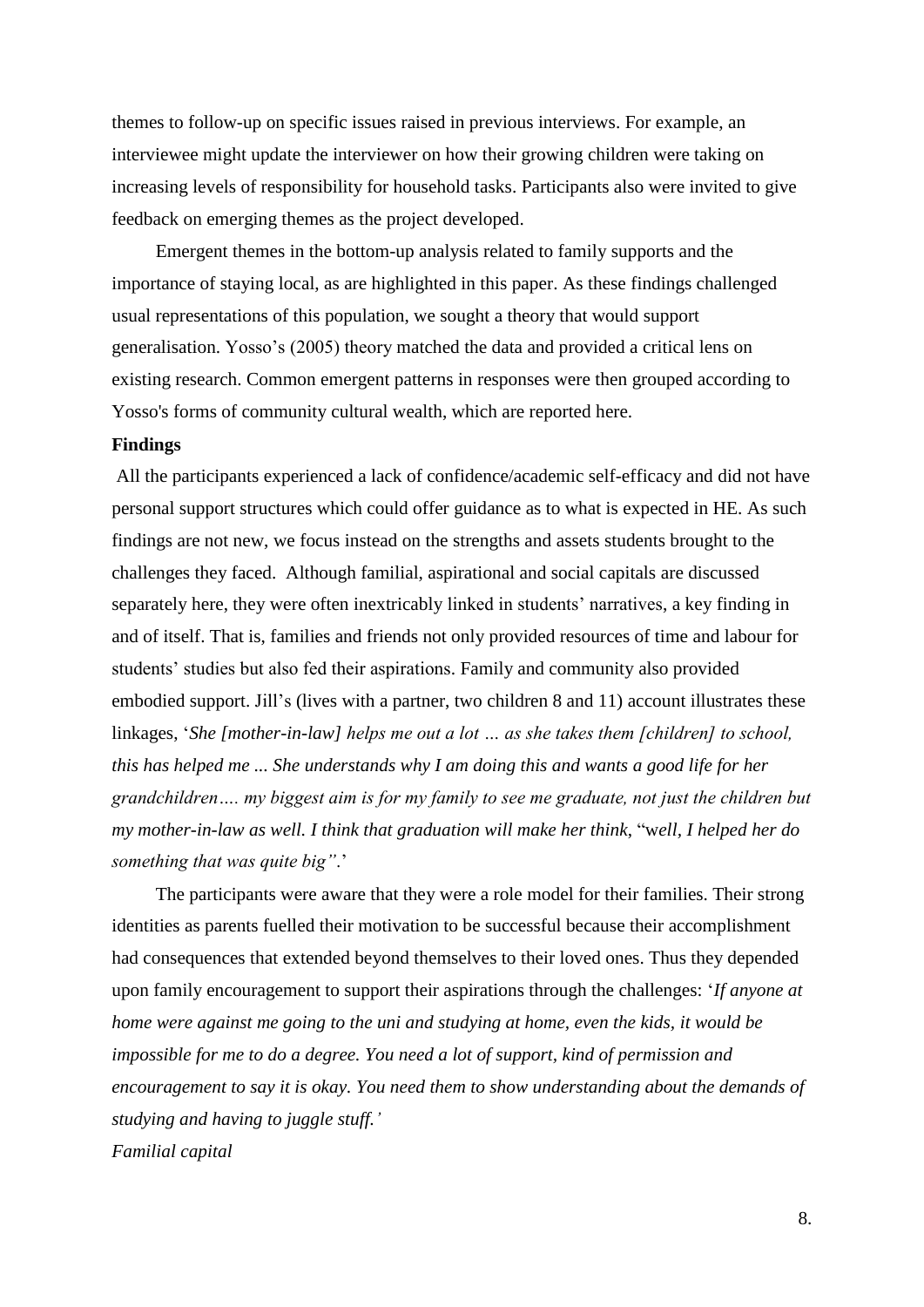themes to follow-up on specific issues raised in previous interviews. For example, an interviewee might update the interviewer on how their growing children were taking on increasing levels of responsibility for household tasks. Participants also were invited to give feedback on emerging themes as the project developed.

Emergent themes in the bottom-up analysis related to family supports and the importance of staying local, as are highlighted in this paper. As these findings challenged usual representations of this population, we sought a theory that would support generalisation. Yosso's (2005) theory matched the data and provided a critical lens on existing research. Common emergent patterns in responses were then grouped according to Yosso's forms of community cultural wealth, which are reported here.

**Findings**

All the participants experienced a lack of confidence/academic self-efficacy and did not have personal support structures which could offer guidance as to what is expected in HE. As such findings are not new, we focus instead on the strengths and assets students brought to the challenges they faced. Although familial, aspirational and social capitals are discussed separately here, they were often inextricably linked in students' narratives, a key finding in and of itself. That is, families and friends not only provided resources of time and labour for students' studies but also fed their aspirations. Family and community also provided embodied support. Jill's (lives with a partner, two children 8 and 11) account illustrates these linkages, '*She [mother-in-law] helps me out a lot … as she takes them [children] to school, this has helped me ... She understands why I am doing this and wants a good life for her grandchildren…. my biggest aim is for my family to see me graduate, not just the children but my mother-in-law as well. I think that graduation will make her think*, "w*ell, I helped her do something that was quite big"*.'

The participants were aware that they were a role model for their families. Their strong identities as parents fuelled their motivation to be successful because their accomplishment had consequences that extended beyond themselves to their loved ones. Thus they depended upon family encouragement to support their aspirations through the challenges: '*If anyone at home were against me going to the uni and studying at home, even the kids, it would be impossible for me to do a degree. You need a lot of support, kind of permission and encouragement to say it is okay. You need them to show understanding about the demands of studying and having to juggle stuff.'*

*Familial capital*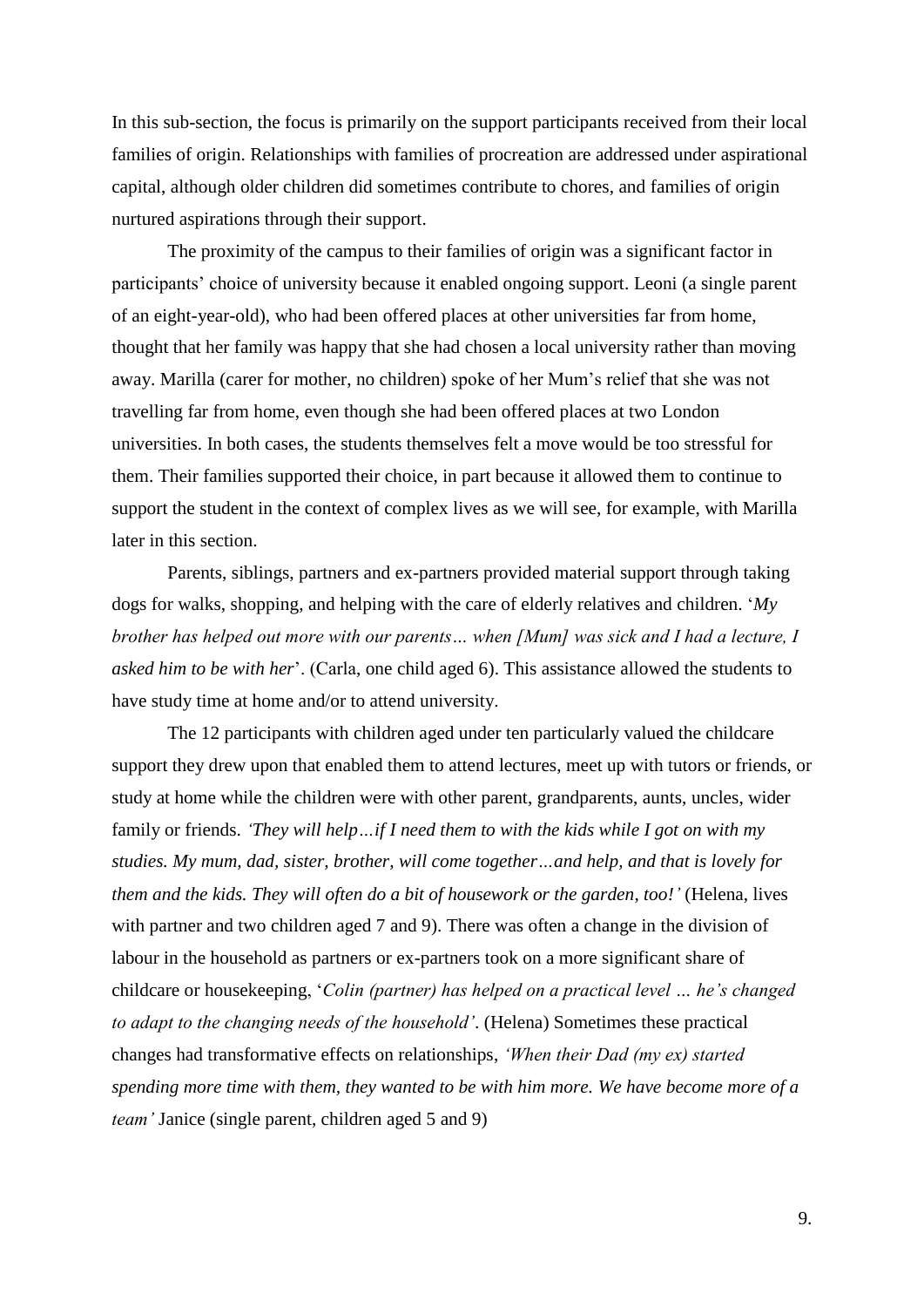In this sub-section, the focus is primarily on the support participants received from their local families of origin. Relationships with families of procreation are addressed under aspirational capital, although older children did sometimes contribute to chores, and families of origin nurtured aspirations through their support.

The proximity of the campus to their families of origin was a significant factor in participants' choice of university because it enabled ongoing support. Leoni (a single parent of an eight-year-old), who had been offered places at other universities far from home, thought that her family was happy that she had chosen a local university rather than moving away. Marilla (carer for mother, no children) spoke of her Mum's relief that she was not travelling far from home, even though she had been offered places at two London universities. In both cases, the students themselves felt a move would be too stressful for them. Their families supported their choice, in part because it allowed them to continue to support the student in the context of complex lives as we will see, for example, with Marilla later in this section.

Parents, siblings, partners and ex-partners provided material support through taking dogs for walks, shopping, and helping with the care of elderly relatives and children. '*My brother has helped out more with our parents… when [Mum] was sick and I had a lecture, I asked him to be with her*'. (Carla, one child aged 6). This assistance allowed the students to have study time at home and/or to attend university.

The 12 participants with children aged under ten particularly valued the childcare support they drew upon that enabled them to attend lectures, meet up with tutors or friends, or study at home while the children were with other parent, grandparents, aunts, uncles, wider family or friends. *'They will help…if I need them to with the kids while I got on with my studies. My mum, dad, sister, brother, will come together…and help, and that is lovely for them and the kids. They will often do a bit of housework or the garden, too!'* (Helena, lives with partner and two children aged 7 and 9). There was often a change in the division of labour in the household as partners or ex-partners took on a more significant share of childcare or housekeeping, '*Colin (partner) has helped on a practical level … he's changed to adapt to the changing needs of the household'*. (Helena) Sometimes these practical changes had transformative effects on relationships, *'When their Dad (my ex) started spending more time with them, they wanted to be with him more. We have become more of a team'* Janice (single parent, children aged 5 and 9)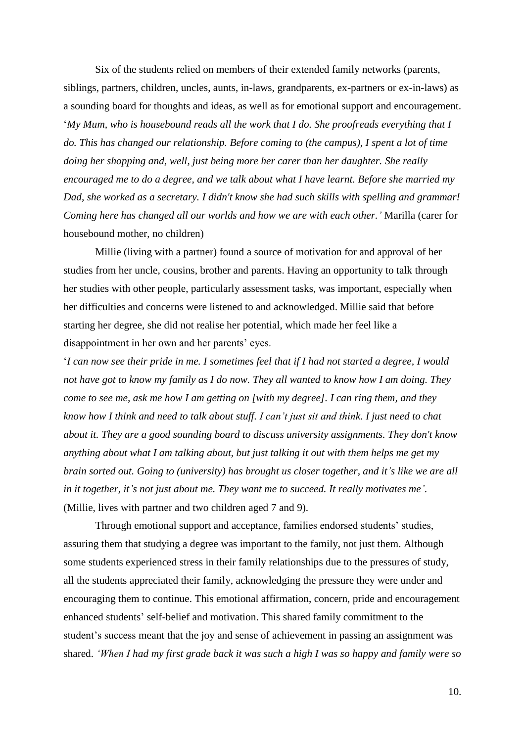Six of the students relied on members of their extended family networks (parents, siblings, partners, children, uncles, aunts, in-laws, grandparents, ex-partners or ex-in-laws) as a sounding board for thoughts and ideas, as well as for emotional support and encouragement. '*My Mum, who is housebound reads all the work that I do. She proofreads everything that I do. This has changed our relationship. Before coming to (the campus), I spent a lot of time doing her shopping and, well, just being more her carer than her daughter. She really encouraged me to do a degree, and we talk about what I have learnt. Before she married my Dad, she worked as a secretary. I didn't know she had such skills with spelling and grammar! Coming here has changed all our worlds and how we are with each other.'* Marilla (carer for housebound mother, no children)

Millie (living with a partner) found a source of motivation for and approval of her studies from her uncle, cousins, brother and parents. Having an opportunity to talk through her studies with other people, particularly assessment tasks, was important, especially when her difficulties and concerns were listened to and acknowledged. Millie said that before starting her degree, she did not realise her potential, which made her feel like a disappointment in her own and her parents' eyes.

'*I can now see their pride in me. I sometimes feel that if I had not started a degree, I would not have got to know my family as I do now. They all wanted to know how I am doing. They come to see me, ask me how I am getting on [with my degree]. I can ring them, and they know how I think and need to talk about stuff. I can't just sit and think. I just need to chat about it. They are a good sounding board to discuss university assignments. They don't know anything about what I am talking about, but just talking it out with them helps me get my brain sorted out. Going to (university) has brought us closer together, and it's like we are all in it together, it's not just about me. They want me to succeed. It really motivates me'.* (Millie, lives with partner and two children aged 7 and 9).

Through emotional support and acceptance, families endorsed students' studies, assuring them that studying a degree was important to the family, not just them. Although some students experienced stress in their family relationships due to the pressures of study, all the students appreciated their family, acknowledging the pressure they were under and encouraging them to continue. This emotional affirmation, concern, pride and encouragement enhanced students' self-belief and motivation. This shared family commitment to the student's success meant that the joy and sense of achievement in passing an assignment was shared. *'When I had my first grade back it was such a high I was so happy and family were so*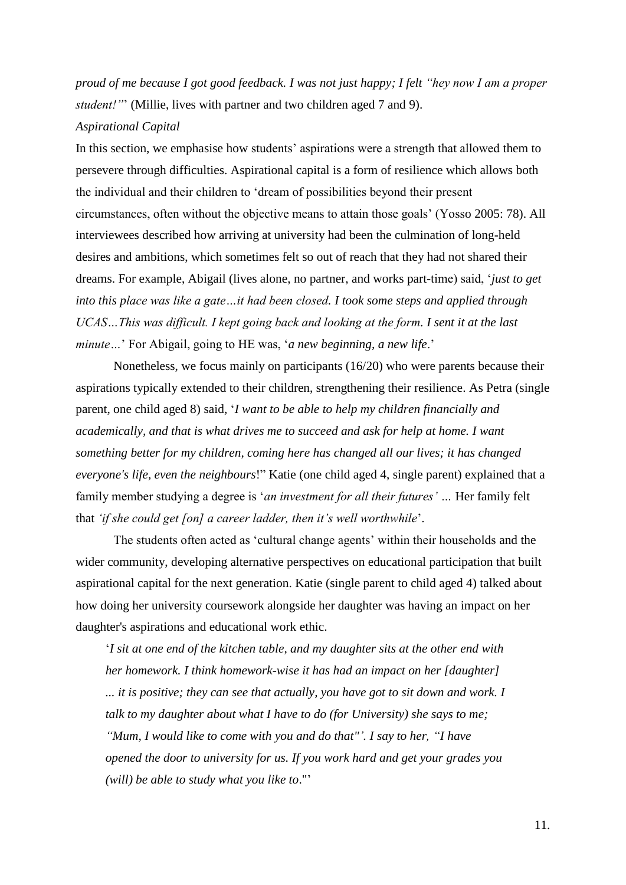*proud of me because I got good feedback. I was not just happy; I felt "hey now I am a proper student!"*" (Millie, lives with partner and two children aged 7 and 9).

*Aspirational Capital*

In this section, we emphasise how students' aspirations were a strength that allowed them to persevere through difficulties. Aspirational capital is a form of resilience which allows both the individual and their children to 'dream of possibilities beyond their present circumstances, often without the objective means to attain those goals' (Yosso 2005: 78). All interviewees described how arriving at university had been the culmination of long-held desires and ambitions, which sometimes felt so out of reach that they had not shared their dreams. For example, Abigail (lives alone, no partner, and works part-time) said, '*just to get into this place was like a gate…it had been closed. I took some steps and applied through UCAS…This was difficult. I kept going back and looking at the form. I sent it at the last minute…*' For Abigail, going to HE was, '*a new beginning, a new life*.'

Nonetheless, we focus mainly on participants (16/20) who were parents because their aspirations typically extended to their children, strengthening their resilience. As Petra (single parent, one child aged 8) said, '*I want to be able to help my children financially and academically, and that is what drives me to succeed and ask for help at home. I want something better for my children, coming here has changed all our lives; it has changed everyone's life, even the neighbours*!" Katie (one child aged 4, single parent) explained that a family member studying a degree is '*an investment for all their futures' …* Her family felt that *'if she could get [on] a career ladder, then it's well worthwhile*'.

The students often acted as 'cultural change agents' within their households and the wider community, developing alternative perspectives on educational participation that built aspirational capital for the next generation. Katie (single parent to child aged 4) talked about how doing her university coursework alongside her daughter was having an impact on her daughter's aspirations and educational work ethic.

> '*I sit at one end of the kitchen table, and my daughter sits at the other end with her homework. I think homework-wise it has had an impact on her [daughter] ... it is positive; they can see that actually, you have got to sit down and work. I talk to my daughter about what I have to do (for University) she says to me; "Mum, I would like to come with you and do that"'. I say to her, "I have opened the door to university for us. If you work hard and get your grades you (will) be able to study what you like to*."'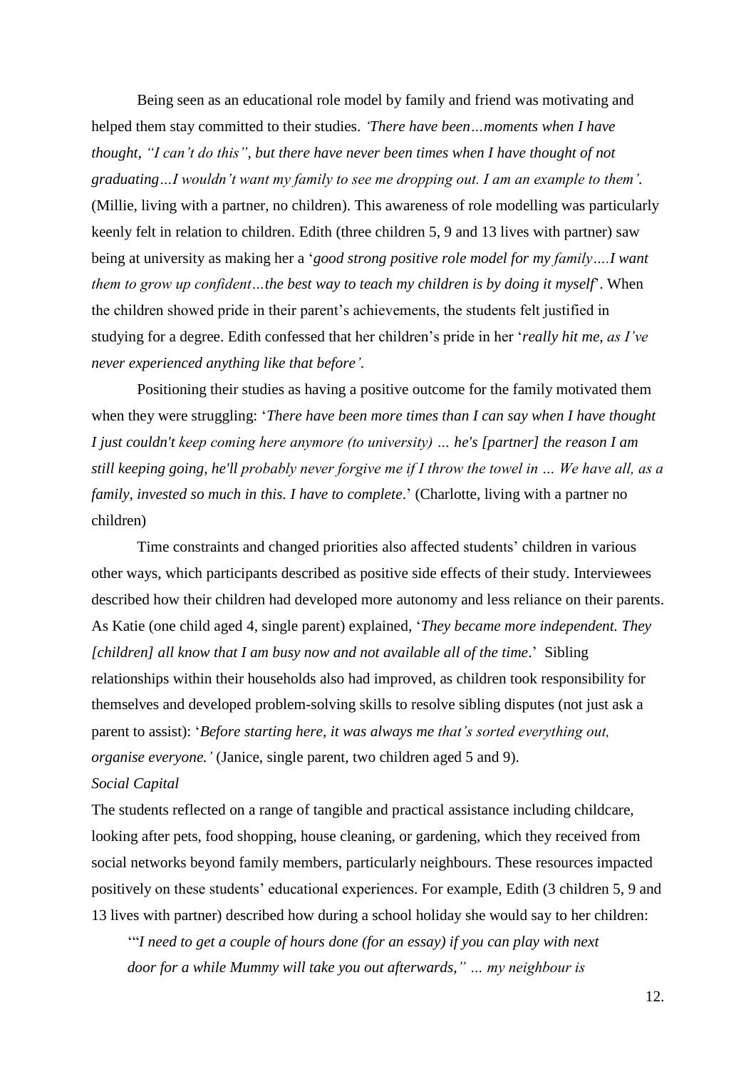Being seen as an educational role model by family and friend was motivating and helped them stay committed to their studies. *'There have been…moments when I have thought, "I can't do this", but there have never been times when I have thought of not graduating…I wouldn't want my family to see me dropping out. I am an example to them'.* (Millie, living with a partner, no children). This awareness of role modelling was particularly keenly felt in relation to children. Edith (three children 5, 9 and 13 lives with partner) saw being at university as making her a '*good strong positive role model for my family….I want them to grow up confident…the best way to teach my children is by doing it myself*'. When the children showed pride in their parent's achievements, the students felt justified in studying for a degree. Edith confessed that her children's pride in her '*really hit me, as I've never experienced anything like that before'.*

Positioning their studies as having a positive outcome for the family motivated them when they were struggling: '*There have been more times than I can say when I have thought I just couldn't keep coming here anymore (to university) … he's [partner] the reason I am still keeping going, he'll probably never forgive me if I throw the towel in … We have all, as a family, invested so much in this. I have to complete*.' (Charlotte, living with a partner no children)

Time constraints and changed priorities also affected students' children in various other ways, which participants described as positive side effects of their study. Interviewees described how their children had developed more autonomy and less reliance on their parents. As Katie (one child aged 4, single parent) explained, '*They became more independent. They [children] all know that I am busy now and not available all of the time*.' Sibling relationships within their households also had improved, as children took responsibility for themselves and developed problem-solving skills to resolve sibling disputes (not just ask a parent to assist): '*Before starting here, it was always me that's sorted everything out, organise everyone.'* (Janice, single parent, two children aged 5 and 9).

*Social Capital*

The students reflected on a range of tangible and practical assistance including childcare, looking after pets, food shopping, house cleaning, or gardening, which they received from social networks beyond family members, particularly neighbours. These resources impacted positively on these students' educational experiences. For example, Edith (3 children 5, 9 and 13 lives with partner) described how during a school holiday she would say to her children:

> '"*I need to get a couple of hours done (for an essay) if you can play with next door for a while Mummy will take you out afterwards," … my neighbour is*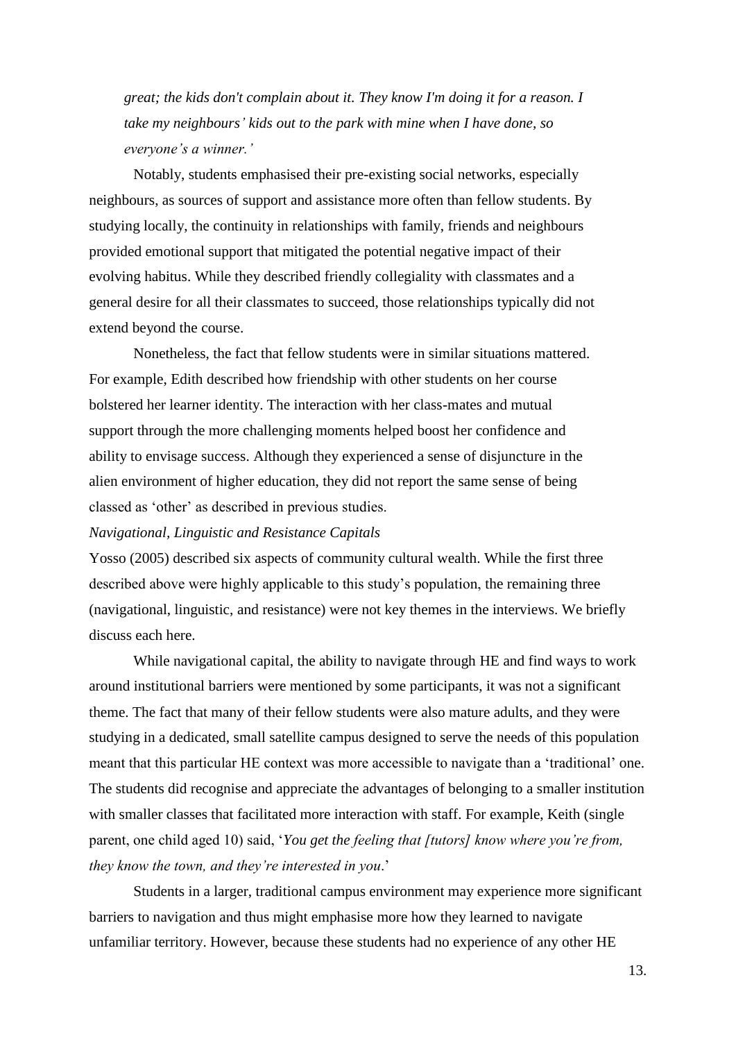*great; the kids don't complain about it. They know I'm doing it for a reason. I take my neighbours' kids out to the park with mine when I have done, so everyone's a winner.'*

Notably, students emphasised their pre-existing social networks, especially neighbours, as sources of support and assistance more often than fellow students. By studying locally, the continuity in relationships with family, friends and neighbours provided emotional support that mitigated the potential negative impact of their evolving habitus. While they described friendly collegiality with classmates and a general desire for all their classmates to succeed, those relationships typically did not extend beyond the course.

Nonetheless, the fact that fellow students were in similar situations mattered. For example, Edith described how friendship with other students on her course bolstered her learner identity. The interaction with her class-mates and mutual support through the more challenging moments helped boost her confidence and ability to envisage success. Although they experienced a sense of disjuncture in the alien environment of higher education, they did not report the same sense of being classed as 'other' as described in previous studies.

*Navigational, Linguistic and Resistance Capitals*

Yosso (2005) described six aspects of community cultural wealth. While the first three described above were highly applicable to this study's population, the remaining three (navigational, linguistic, and resistance) were not key themes in the interviews. We briefly discuss each here.

While navigational capital, the ability to navigate through HE and find ways to work around institutional barriers were mentioned by some participants, it was not a significant theme. The fact that many of their fellow students were also mature adults, and they were studying in a dedicated, small satellite campus designed to serve the needs of this population meant that this particular HE context was more accessible to navigate than a 'traditional' one. The students did recognise and appreciate the advantages of belonging to a smaller institution with smaller classes that facilitated more interaction with staff. For example, Keith (single parent, one child aged 10) said, '*You get the feeling that [tutors] know where you're from, they know the town, and they're interested in you*.'

Students in a larger, traditional campus environment may experience more significant barriers to navigation and thus might emphasise more how they learned to navigate unfamiliar territory. However, because these students had no experience of any other HE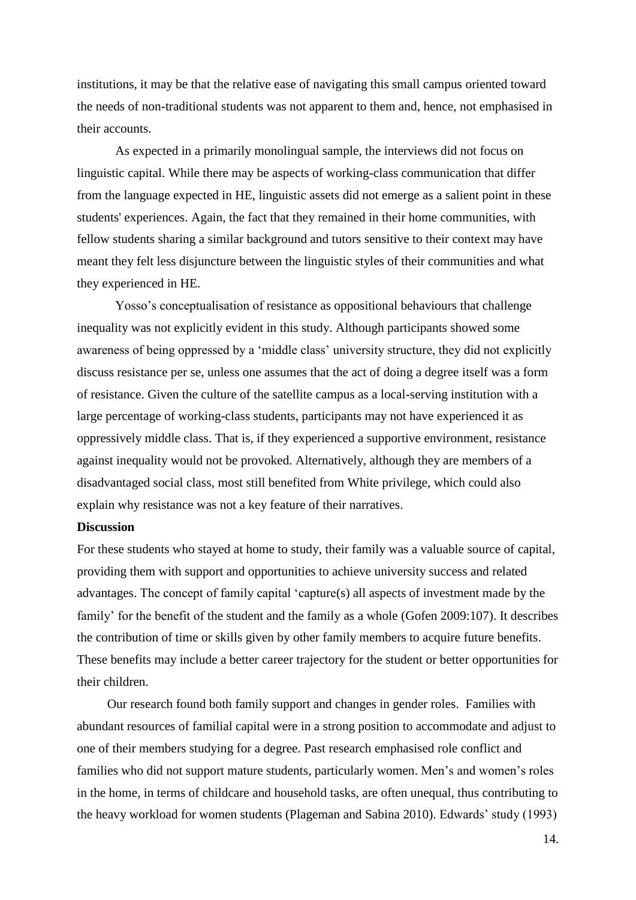institutions, it may be that the relative ease of navigating this small campus oriented toward the needs of non-traditional students was not apparent to them and, hence, not emphasised in their accounts.

As expected in a primarily monolingual sample, the interviews did not focus on linguistic capital. While there may be aspects of working-class communication that differ from the language expected in HE, linguistic assets did not emerge as a salient point in these students' experiences. Again, the fact that they remained in their home communities, with fellow students sharing a similar background and tutors sensitive to their context may have meant they felt less disjuncture between the linguistic styles of their communities and what they experienced in HE.

Yosso's conceptualisation of resistance as oppositional behaviours that challenge inequality was not explicitly evident in this study. Although participants showed some awareness of being oppressed by a 'middle class' university structure, they did not explicitly discuss resistance per se, unless one assumes that the act of doing a degree itself was a form of resistance. Given the culture of the satellite campus as a local-serving institution with a large percentage of working-class students, participants may not have experienced it as oppressively middle class. That is, if they experienced a supportive environment, resistance against inequality would not be provoked. Alternatively, although they are members of a disadvantaged social class, most still benefited from White privilege, which could also explain why resistance was not a key feature of their narratives.

**Discussion**

For these students who stayed at home to study, their family was a valuable source of capital, providing them with support and opportunities to achieve university success and related advantages. The concept of family capital 'capture(s) all aspects of investment made by the family' for the benefit of the student and the family as a whole (Gofen 2009:107). It describes the contribution of time or skills given by other family members to acquire future benefits. These benefits may include a better career trajectory for the student or better opportunities for their children.

Our research found both family support and changes in gender roles. Families with abundant resources of familial capital were in a strong position to accommodate and adjust to one of their members studying for a degree. Past research emphasised role conflict and families who did not support mature students, particularly women. Men's and women's roles in the home, in terms of childcare and household tasks, are often unequal, thus contributing to the heavy workload for women students (Plageman and Sabina 2010). Edwards' study (1993)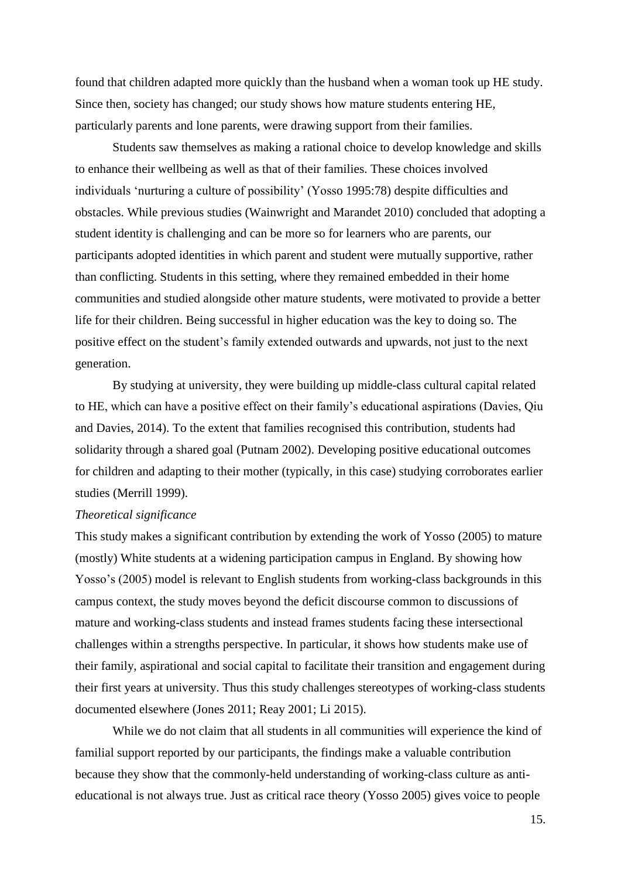found that children adapted more quickly than the husband when a woman took up HE study. Since then, society has changed; our study shows how mature students entering HE, particularly parents and lone parents, were drawing support from their families.

Students saw themselves as making a rational choice to develop knowledge and skills to enhance their wellbeing as well as that of their families. These choices involved individuals 'nurturing a culture of possibility' (Yosso 1995:78) despite difficulties and obstacles. While previous studies (Wainwright and Marandet 2010) concluded that adopting a student identity is challenging and can be more so for learners who are parents, our participants adopted identities in which parent and student were mutually supportive, rather than conflicting. Students in this setting, where they remained embedded in their home communities and studied alongside other mature students, were motivated to provide a better life for their children. Being successful in higher education was the key to doing so. The positive effect on the student's family extended outwards and upwards, not just to the next generation.

By studying at university, they were building up middle-class cultural capital related to HE, which can have a positive effect on their family's educational aspirations (Davies, Qiu and Davies, 2014). To the extent that families recognised this contribution, students had solidarity through a shared goal (Putnam 2002). Developing positive educational outcomes for children and adapting to their mother (typically, in this case) studying corroborates earlier studies (Merrill 1999).

*Theoretical significance*

This study makes a significant contribution by extending the work of Yosso (2005) to mature (mostly) White students at a widening participation campus in England. By showing how Yosso's (2005) model is relevant to English students from working-class backgrounds in this campus context, the study moves beyond the deficit discourse common to discussions of mature and working-class students and instead frames students facing these intersectional challenges within a strengths perspective. In particular, it shows how students make use of their family, aspirational and social capital to facilitate their transition and engagement during their first years at university. Thus this study challenges stereotypes of working-class students documented elsewhere (Jones 2011; Reay 2001; Li 2015).

While we do not claim that all students in all communities will experience the kind of familial support reported by our participants, the findings make a valuable contribution because they show that the commonly-held understanding of working-class culture as anti-educational is not always true. Just as critical race theory (Yosso 2005) gives voice to people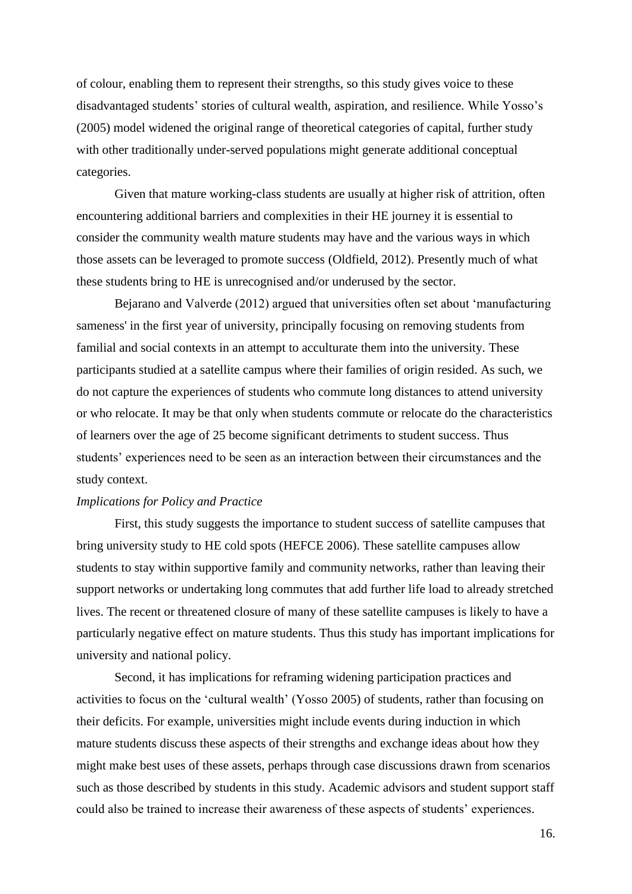of colour, enabling them to represent their strengths, so this study gives voice to these disadvantaged students' stories of cultural wealth, aspiration, and resilience. While Yosso's (2005) model widened the original range of theoretical categories of capital, further study with other traditionally under-served populations might generate additional conceptual categories.

Given that mature working-class students are usually at higher risk of attrition, often encountering additional barriers and complexities in their HE journey it is essential to consider the community wealth mature students may have and the various ways in which those assets can be leveraged to promote success (Oldfield, 2012). Presently much of what these students bring to HE is unrecognised and/or underused by the sector.

Bejarano and Valverde (2012) argued that universities often set about 'manufacturing sameness' in the first year of university, principally focusing on removing students from familial and social contexts in an attempt to acculturate them into the university. These participants studied at a satellite campus where their families of origin resided. As such, we do not capture the experiences of students who commute long distances to attend university or who relocate. It may be that only when students commute or relocate do the characteristics of learners over the age of 25 become significant detriments to student success. Thus students' experiences need to be seen as an interaction between their circumstances and the study context.

*Implications for Policy and Practice*

First, this study suggests the importance to student success of satellite campuses that bring university study to HE cold spots (HEFCE 2006). These satellite campuses allow students to stay within supportive family and community networks, rather than leaving their support networks or undertaking long commutes that add further life load to already stretched lives. The recent or threatened closure of many of these satellite campuses is likely to have a particularly negative effect on mature students. Thus this study has important implications for university and national policy.

Second, it has implications for reframing widening participation practices and activities to focus on the 'cultural wealth' (Yosso 2005) of students, rather than focusing on their deficits. For example, universities might include events during induction in which mature students discuss these aspects of their strengths and exchange ideas about how they might make best uses of these assets, perhaps through case discussions drawn from scenarios such as those described by students in this study. Academic advisors and student support staff could also be trained to increase their awareness of these aspects of students' experiences.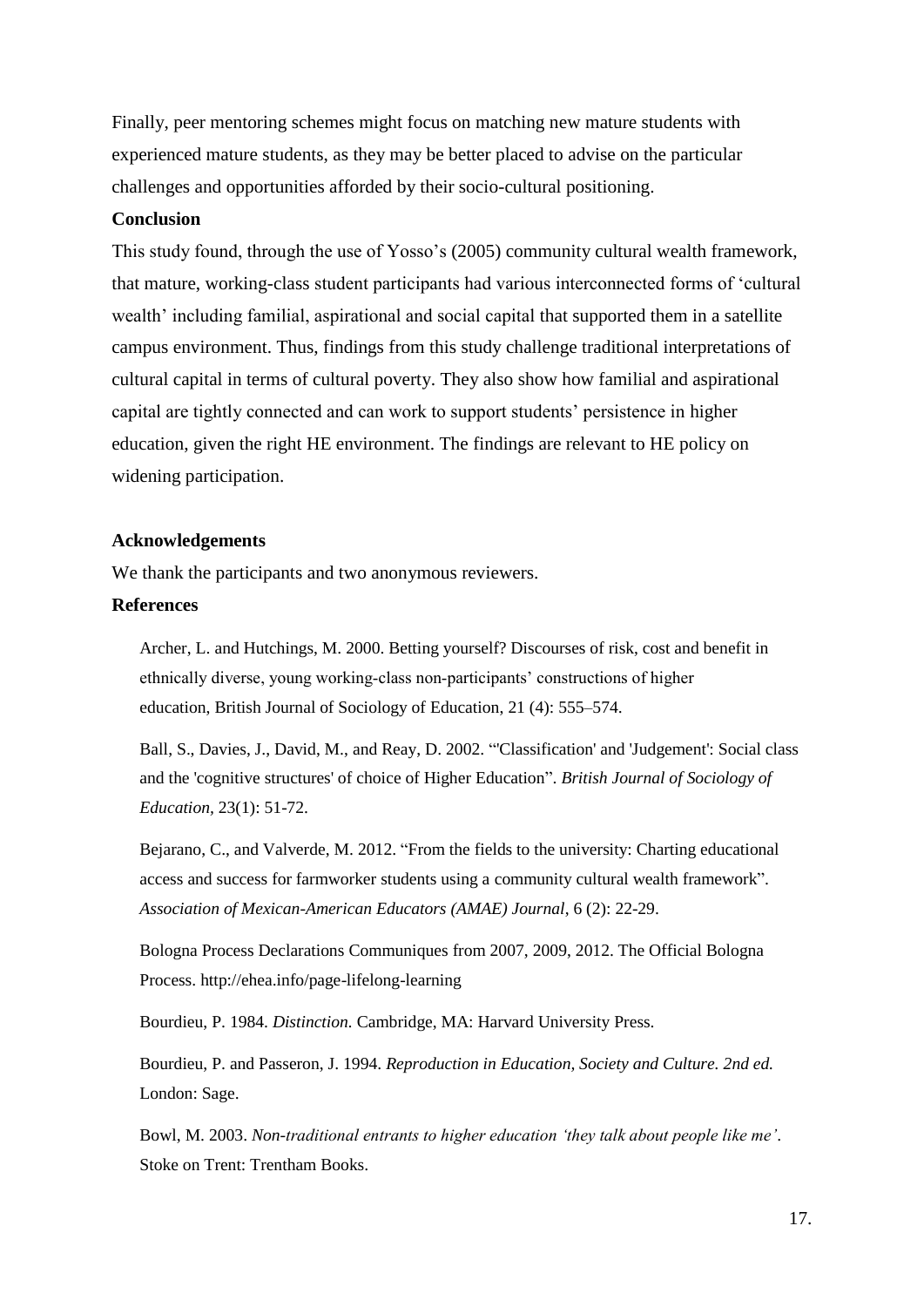Finally, peer mentoring schemes might focus on matching new mature students with experienced mature students, as they may be better placed to advise on the particular challenges and opportunities afforded by their socio-cultural positioning.

## Conclusion

This study found, through the use of Yosso's (2005) community cultural wealth framework, that mature, working-class student participants had various interconnected forms of 'cultural wealth' including familial, aspirational and social capital that supported them in a satellite campus environment. Thus, findings from this study challenge traditional interpretations of cultural capital in terms of cultural poverty. They also show how familial and aspirational capital are tightly connected and can work to support students' persistence in higher education, given the right HE environment. The findings are relevant to HE policy on widening participation.

## Acknowledgements

We thank the participants and two anonymous reviewers.

## References

Archer, L. and Hutchings, M. 2000. Betting yourself? Discourses of risk, cost and benefit in ethnically diverse, young working-class non-participants' constructions of higher education, British Journal of Sociology of Education, 21 (4): 555–574.

Ball, S., Davies, J., David, M., and Reay, D. 2002. "'Classification' and 'Judgement': Social class and the 'cognitive structures' of choice of Higher Education". *British Journal of Sociology of Education,* 23(1): 51-72.

Bejarano, C., and Valverde, M. 2012. "From the fields to the university: Charting educational access and success for farmworker students using a community cultural wealth framework". *Association of Mexican-American Educators (AMAE) Journal*, 6 (2): 22-29.

Bologna Process Declarations Communiques from 2007, 2009, 2012. The Official Bologna Process. http://ehea.info/page-lifelong-learning

Bourdieu, P. 1984. *Distinction.* Cambridge, MA: Harvard University Press.

Bourdieu, P. and Passeron, J. 1994. *Reproduction in Education, Society and Culture. 2nd ed.* London: Sage.

Bowl, M. 2003. *Non-traditional entrants to higher education 'they talk about people like me'*. Stoke on Trent: Trentham Books.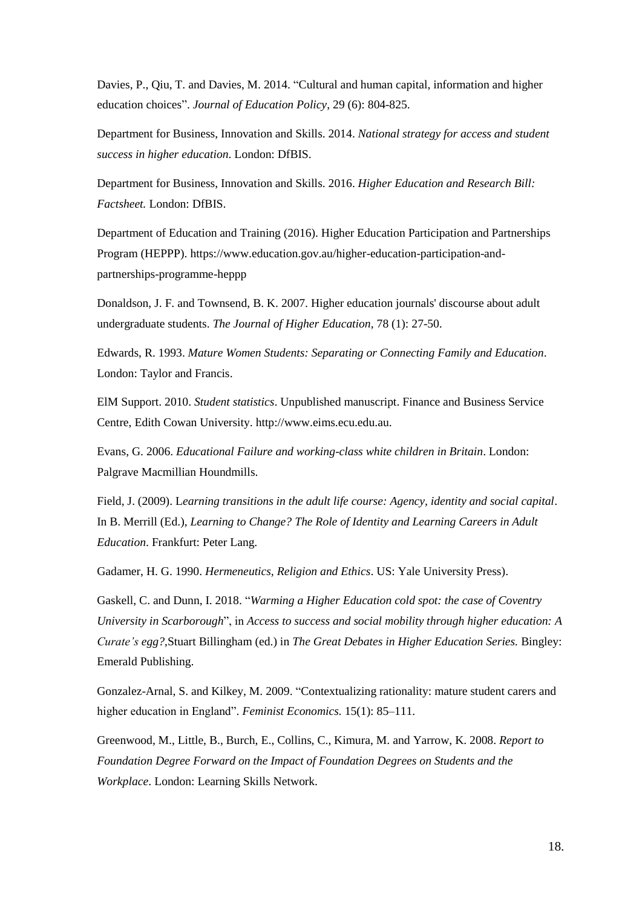Davies, P., Qiu, T. and Davies, M. 2014. "Cultural and human capital, information and higher education choices". *Journal of Education Policy*, 29 (6): 804-825.

Department for Business, Innovation and Skills. 2014. *National strategy for access and student success in higher education*. London: DfBIS.

Department for Business, Innovation and Skills. 2016. *Higher Education and Research Bill: Factsheet.* London: DfBIS.

Department of Education and Training (2016). Higher Education Participation and Partnerships Program (HEPPP). https://www.education.gov.au/higher-education-participation-and-partnerships-programme-heppp

Donaldson, J. F. and Townsend, B. K. 2007. Higher education journals' discourse about adult undergraduate students. *The Journal of Higher Education*, 78 (1): 27-50.

Edwards, R. 1993. *Mature Women Students: Separating or Connecting Family and Education*. London: Taylor and Francis.

ElM Support. 2010. *Student statistics*. Unpublished manuscript. Finance and Business Service Centre, Edith Cowan University. http://www.eims.ecu.edu.au.

Evans, G. 2006. *Educational Failure and working-class white children in Britain*. London: Palgrave Macmillian Houndmills.

Field, J. (2009). L*earning transitions in the adult life course: Agency, identity and social capital*. In B. Merrill (Ed.), *Learning to Change? The Role of Identity and Learning Careers in Adult Education*. Frankfurt: Peter Lang.

Gadamer, H. G. 1990. *Hermeneutics, Religion and Ethics*. US: Yale University Press).

Gaskell, C. and Dunn, I. 2018. "*Warming a Higher Education cold spot: the case of Coventry University in Scarborough*", in *Access to success and social mobility through higher education: A Curate's egg?*,Stuart Billingham (ed.) in *The Great Debates in Higher Education Series.* Bingley: Emerald Publishing.

Gonzalez-Arnal, S. and Kilkey, M. 2009. "Contextualizing rationality: mature student carers and higher education in England". *Feminist Economics.* 15(1): 85–111.

Greenwood, M., Little, B., Burch, E., Collins, C., Kimura, M. and Yarrow, K. 2008. *Report to Foundation Degree Forward on the Impact of Foundation Degrees on Students and the Workplace*. London: Learning Skills Network.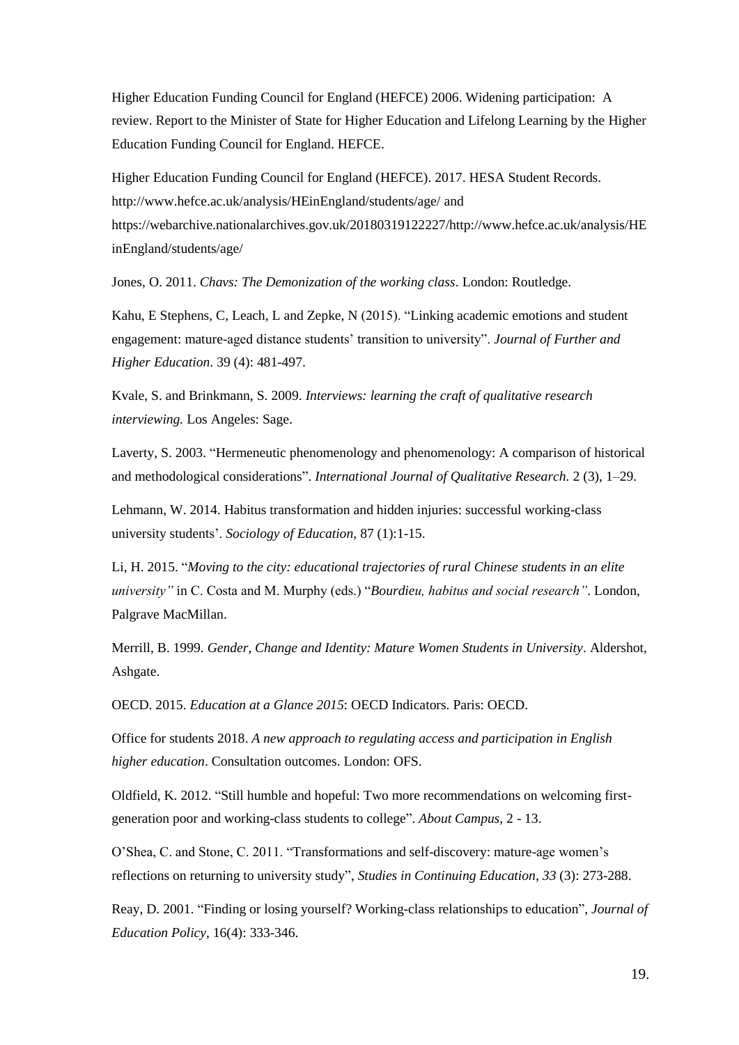Higher Education Funding Council for England (HEFCE) 2006. Widening participation: A review. Report to the Minister of State for Higher Education and Lifelong Learning by the Higher Education Funding Council for England. HEFCE.

Higher Education Funding Council for England (HEFCE). 2017. HESA Student Records. http://www.hefce.ac.uk/analysis/HEinEngland/students/age/ and https://webarchive.nationalarchives.gov.uk/20180319122227/http://www.hefce.ac.uk/analysis/HEinEngland/students/age/

Jones, O. 2011. *Chavs: The Demonization of the working class*. London: Routledge.

Kahu, E Stephens, C, Leach, L and Zepke, N (2015). "Linking academic emotions and student engagement: mature-aged distance students' transition to university". *Journal of Further and Higher Education*. 39 (4): 481-497.

Kvale, S. and Brinkmann, S. 2009. *Interviews: learning the craft of qualitative research interviewing.* Los Angeles: Sage.

Laverty, S. 2003. "Hermeneutic phenomenology and phenomenology: A comparison of historical and methodological considerations". *International Journal of Qualitative Research.* 2 (3), 1–29.

Lehmann, W. 2014. Habitus transformation and hidden injuries: successful working-class university students'. *Sociology of Education*, 87 (1):1-15.

Li, H. 2015. "*Moving to the city: educational trajectories of rural Chinese students in an elite university"* in C. Costa and M. Murphy (eds.) "*Bourdieu, habitus and social research"*. London, Palgrave MacMillan.

Merrill, B. 1999. *Gender, Change and Identity: Mature Women Students in University*. Aldershot, Ashgate.

OECD. 2015. *Education at a Glance 2015*: OECD Indicators. Paris: OECD.

Office for students 2018. *A new approach to regulating access and participation in English higher education*. Consultation outcomes. London: OFS.

Oldfield, K. 2012. "Still humble and hopeful: Two more recommendations on welcoming first-generation poor and working-class students to college". *About Campus,* 2 - 13.

O'Shea, C. and Stone, C. 2011. "Transformations and self-discovery: mature-age women's reflections on returning to university study", *Studies in Continuing Education, 33* (3): 273-288.

Reay, D. 2001. "Finding or losing yourself? Working-class relationships to education", *Journal of Education Policy*, 16(4): 333-346.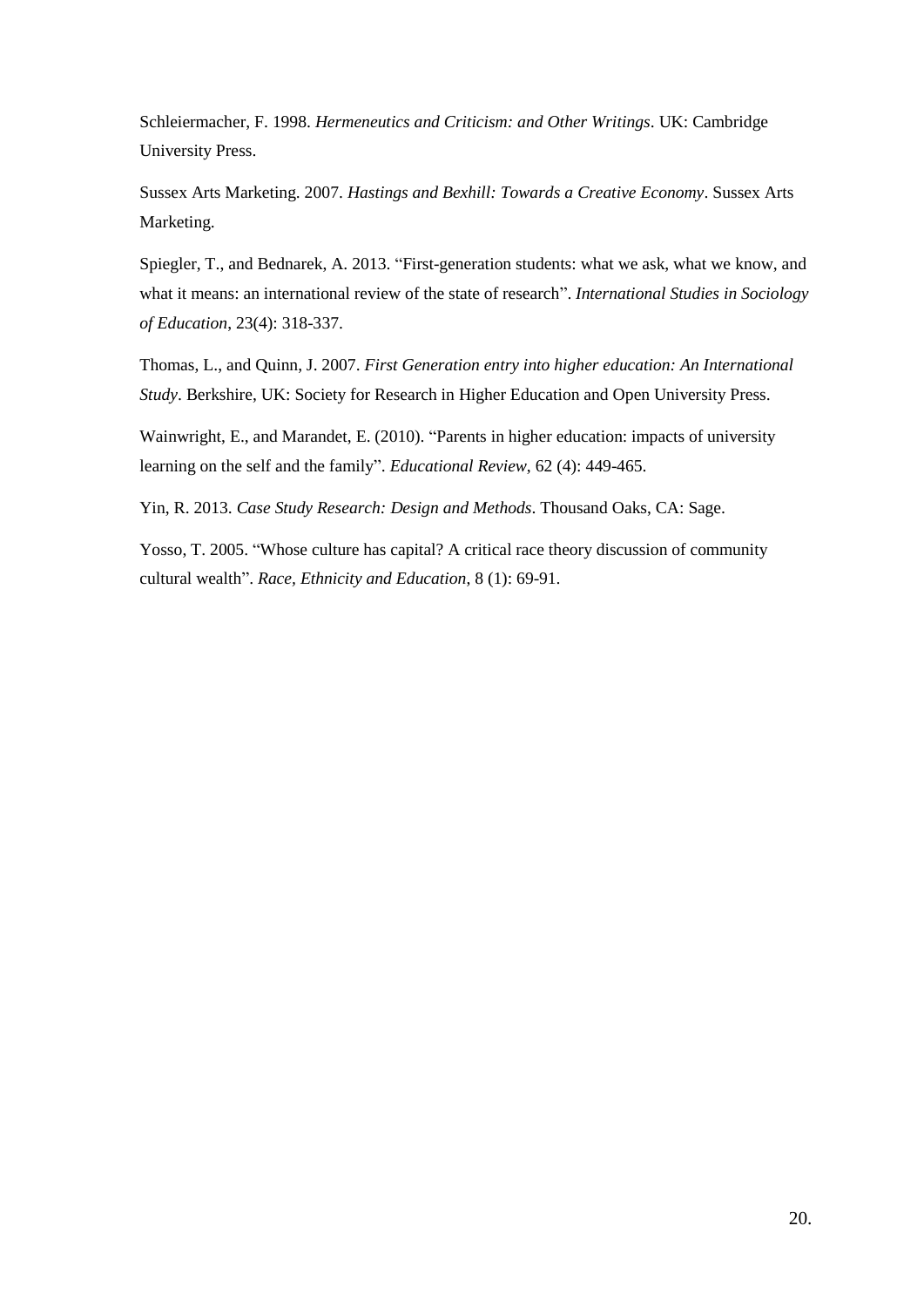Schleiermacher, F. 1998. *Hermeneutics and Criticism: and Other Writings*. UK: Cambridge University Press.

Sussex Arts Marketing. 2007. *Hastings and Bexhill: Towards a Creative Economy*. Sussex Arts Marketing.

Spiegler, T., and Bednarek, A. 2013. "First-generation students: what we ask, what we know, and what it means: an international review of the state of research". *International Studies in Sociology of Education*, 23(4): 318-337.

Thomas, L., and Quinn, J. 2007. *First Generation entry into higher education: An International Study*. Berkshire, UK: Society for Research in Higher Education and Open University Press.

Wainwright, E., and Marandet, E. (2010). "Parents in higher education: impacts of university learning on the self and the family". *Educational Review*, 62 (4): 449-465.

Yin, R. 2013. *Case Study Research: Design and Methods*. Thousand Oaks, CA: Sage.

Yosso, T. 2005. "Whose culture has capital? A critical race theory discussion of community cultural wealth". *Race, Ethnicity and Education*, 8 (1): 69-91.